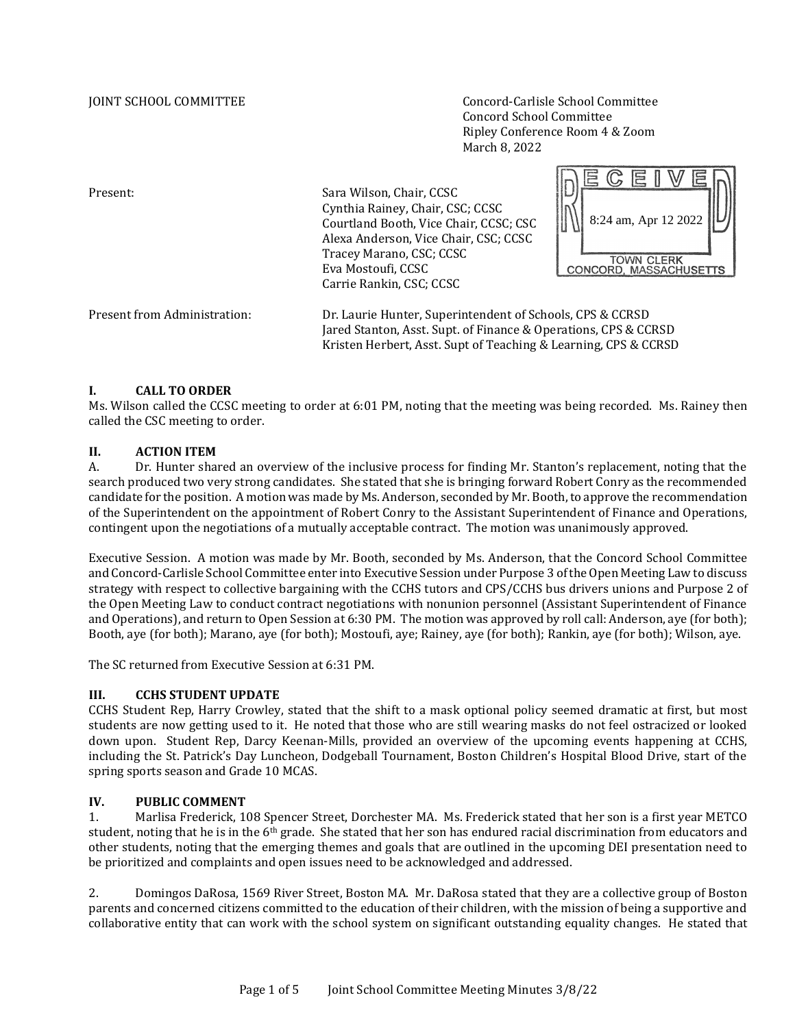JOINT SCHOOL COMMITTEE

Concord-Carlisle School Committee
Concord School Committee
Ripley Conference Room 4 & Zoom
March 8, 2022

RECEIVED
8:24 am, Apr 12 2022
TOWN CLERK
CONCORD, MASSACHUSETTS

Present:

Sara Wilson, Chair, CCSC
Cynthia Rainey, Chair, CSC; CCSC
Courtland Booth, Vice Chair, CCSC; CSC
Alexa Anderson, Vice Chair, CSC; CCSC
Tracey Marano, CSC; CCSC
Eva Mostoufi, CCSC
Carrie Rankin, CSC; CCSC

Present from Administration:

Dr. Laurie Hunter, Superintendent of Schools, CPS & CCRSD
Jared Stanton, Asst. Supt. of Finance & Operations, CPS & CCRSD
Kristen Herbert, Asst. Supt of Teaching & Learning, CPS & CCRSD

## I. CALL TO ORDER

Ms. Wilson called the CCSC meeting to order at 6:01 PM, noting that the meeting was being recorded. Ms. Rainey then called the CSC meeting to order.

## II. ACTION ITEM

A. Dr. Hunter shared an overview of the inclusive process for finding Mr. Stanton's replacement, noting that the search produced two very strong candidates. She stated that she is bringing forward Robert Conry as the recommended candidate for the position. A motion was made by Ms. Anderson, seconded by Mr. Booth, to approve the recommendation of the Superintendent on the appointment of Robert Conry to the Assistant Superintendent of Finance and Operations, contingent upon the negotiations of a mutually acceptable contract. The motion was unanimously approved.

Executive Session. A motion was made by Mr. Booth, seconded by Ms. Anderson, that the Concord School Committee and Concord-Carlisle School Committee enter into Executive Session under Purpose 3 of the Open Meeting Law to discuss strategy with respect to collective bargaining with the CCHS tutors and CPS/CCHS bus drivers unions and Purpose 2 of the Open Meeting Law to conduct contract negotiations with nonunion personnel (Assistant Superintendent of Finance and Operations), and return to Open Session at 6:30 PM. The motion was approved by roll call: Anderson, aye (for both); Booth, aye (for both); Marano, aye (for both); Mostoufi, aye; Rainey, aye (for both); Rankin, aye (for both); Wilson, aye.

The SC returned from Executive Session at 6:31 PM.

## III. CCHS STUDENT UPDATE

CCHS Student Rep, Harry Crowley, stated that the shift to a mask optional policy seemed dramatic at first, but most students are now getting used to it. He noted that those who are still wearing masks do not feel ostracized or looked down upon. Student Rep, Darcy Keenan-Mills, provided an overview of the upcoming events happening at CCHS, including the St. Patrick's Day Luncheon, Dodgeball Tournament, Boston Children's Hospital Blood Drive, start of the spring sports season and Grade 10 MCAS.

## IV. PUBLIC COMMENT

1. Marlisa Frederick, 108 Spencer Street, Dorchester MA. Ms. Frederick stated that her son is a first year METCO student, noting that he is in the 6th grade. She stated that her son has endured racial discrimination from educators and other students, noting that the emerging themes and goals that are outlined in the upcoming DEI presentation need to be prioritized and complaints and open issues need to be acknowledged and addressed.

2. Domingos DaRosa, 1569 River Street, Boston MA. Mr. DaRosa stated that they are a collective group of Boston parents and concerned citizens committed to the education of their children, with the mission of being a supportive and collaborative entity that can work with the school system on significant outstanding equality changes. He stated that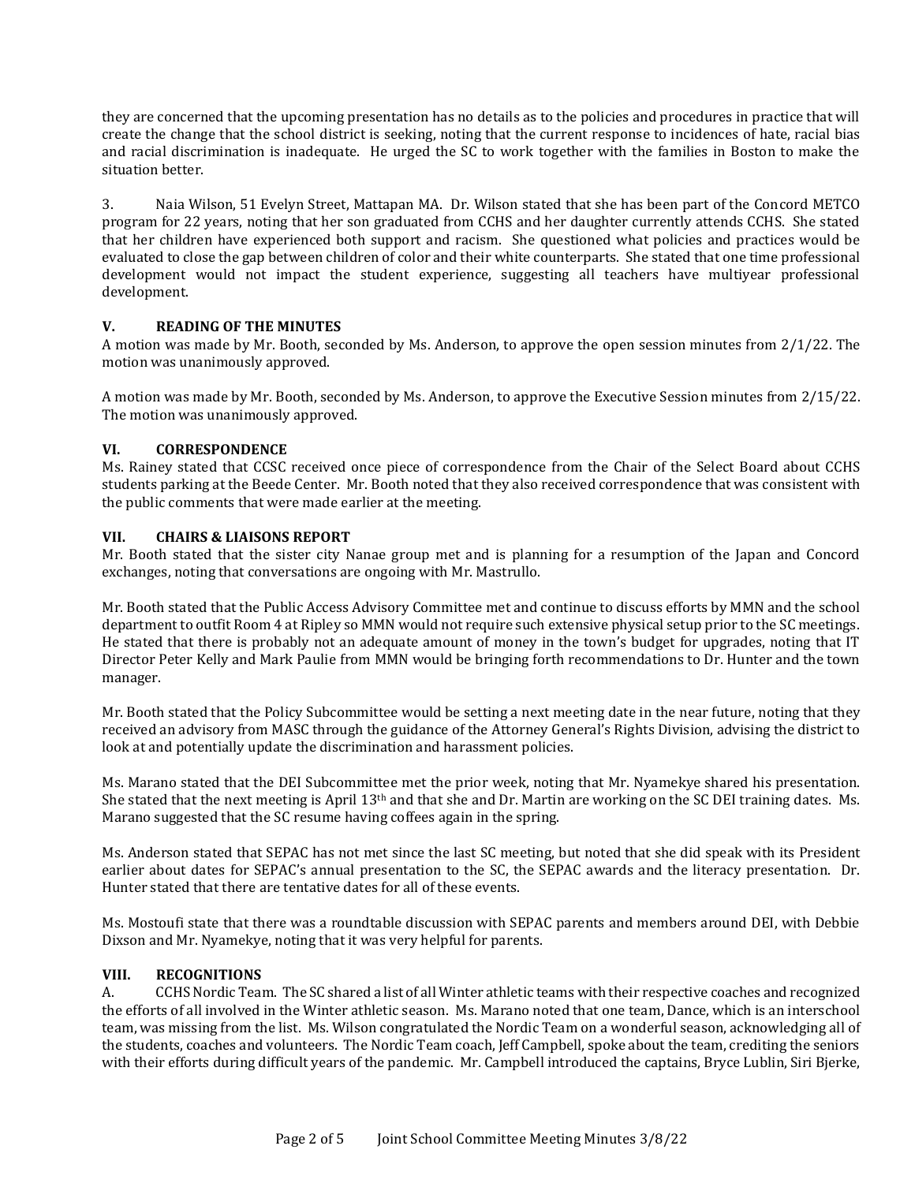they are concerned that the upcoming presentation has no details as to the policies and procedures in practice that will create the change that the school district is seeking, noting that the current response to incidences of hate, racial bias and racial discrimination is inadequate. He urged the SC to work together with the families in Boston to make the situation better.

3. Naia Wilson, 51 Evelyn Street, Mattapan MA. Dr. Wilson stated that she has been part of the Concord METCO program for 22 years, noting that her son graduated from CCHS and her daughter currently attends CCHS. She stated that her children have experienced both support and racism. She questioned what policies and practices would be evaluated to close the gap between children of color and their white counterparts. She stated that one time professional development would not impact the student experience, suggesting all teachers have multiyear professional development.

## V. READING OF THE MINUTES

A motion was made by Mr. Booth, seconded by Ms. Anderson, to approve the open session minutes from 2/1/22. The motion was unanimously approved.

A motion was made by Mr. Booth, seconded by Ms. Anderson, to approve the Executive Session minutes from 2/15/22. The motion was unanimously approved.

## VI. CORRESPONDENCE

Ms. Rainey stated that CCSC received once piece of correspondence from the Chair of the Select Board about CCHS students parking at the Beede Center. Mr. Booth noted that they also received correspondence that was consistent with the public comments that were made earlier at the meeting.

## VII. CHAIRS & LIAISONS REPORT

Mr. Booth stated that the sister city Nanae group met and is planning for a resumption of the Japan and Concord exchanges, noting that conversations are ongoing with Mr. Mastrullo.

Mr. Booth stated that the Public Access Advisory Committee met and continue to discuss efforts by MMN and the school department to outfit Room 4 at Ripley so MMN would not require such extensive physical setup prior to the SC meetings. He stated that there is probably not an adequate amount of money in the town's budget for upgrades, noting that IT Director Peter Kelly and Mark Paulie from MMN would be bringing forth recommendations to Dr. Hunter and the town manager.

Mr. Booth stated that the Policy Subcommittee would be setting a next meeting date in the near future, noting that they received an advisory from MASC through the guidance of the Attorney General's Rights Division, advising the district to look at and potentially update the discrimination and harassment policies.

Ms. Marano stated that the DEI Subcommittee met the prior week, noting that Mr. Nyamekye shared his presentation. She stated that the next meeting is April 13th and that she and Dr. Martin are working on the SC DEI training dates. Ms. Marano suggested that the SC resume having coffees again in the spring.

Ms. Anderson stated that SEPAC has not met since the last SC meeting, but noted that she did speak with its President earlier about dates for SEPAC's annual presentation to the SC, the SEPAC awards and the literacy presentation. Dr. Hunter stated that there are tentative dates for all of these events.

Ms. Mostoufi state that there was a roundtable discussion with SEPAC parents and members around DEI, with Debbie Dixson and Mr. Nyamekye, noting that it was very helpful for parents.

## VIII. RECOGNITIONS

A. CCHS Nordic Team. The SC shared a list of all Winter athletic teams with their respective coaches and recognized the efforts of all involved in the Winter athletic season. Ms. Marano noted that one team, Dance, which is an interschool team, was missing from the list. Ms. Wilson congratulated the Nordic Team on a wonderful season, acknowledging all of the students, coaches and volunteers. The Nordic Team coach, Jeff Campbell, spoke about the team, crediting the seniors with their efforts during difficult years of the pandemic. Mr. Campbell introduced the captains, Bryce Lublin, Siri Bjerke,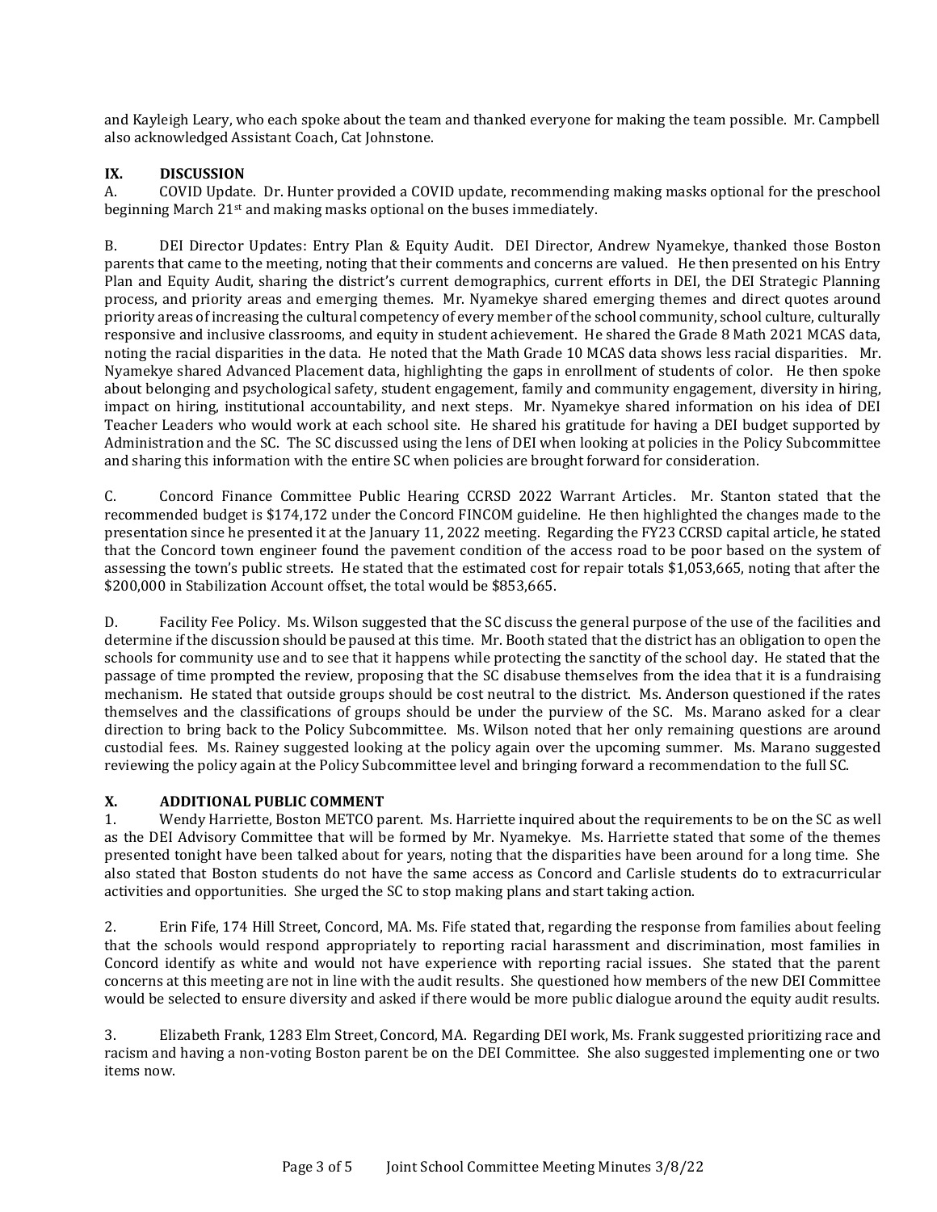and Kayleigh Leary, who each spoke about the team and thanked everyone for making the team possible. Mr. Campbell also acknowledged Assistant Coach, Cat Johnstone.

## IX. DISCUSSION

A. COVID Update. Dr. Hunter provided a COVID update, recommending making masks optional for the preschool beginning March 21st and making masks optional on the buses immediately.

B. DEI Director Updates: Entry Plan & Equity Audit. DEI Director, Andrew Nyamekye, thanked those Boston parents that came to the meeting, noting that their comments and concerns are valued. He then presented on his Entry Plan and Equity Audit, sharing the district's current demographics, current efforts in DEI, the DEI Strategic Planning process, and priority areas and emerging themes. Mr. Nyamekye shared emerging themes and direct quotes around priority areas of increasing the cultural competency of every member of the school community, school culture, culturally responsive and inclusive classrooms, and equity in student achievement. He shared the Grade 8 Math 2021 MCAS data, noting the racial disparities in the data. He noted that the Math Grade 10 MCAS data shows less racial disparities. Mr. Nyamekye shared Advanced Placement data, highlighting the gaps in enrollment of students of color. He then spoke about belonging and psychological safety, student engagement, family and community engagement, diversity in hiring, impact on hiring, institutional accountability, and next steps. Mr. Nyamekye shared information on his idea of DEI Teacher Leaders who would work at each school site. He shared his gratitude for having a DEI budget supported by Administration and the SC. The SC discussed using the lens of DEI when looking at policies in the Policy Subcommittee and sharing this information with the entire SC when policies are brought forward for consideration.

C. Concord Finance Committee Public Hearing CCRSD 2022 Warrant Articles. Mr. Stanton stated that the recommended budget is $174,172 under the Concord FINCOM guideline. He then highlighted the changes made to the presentation since he presented it at the January 11, 2022 meeting. Regarding the FY23 CCRSD capital article, he stated that the Concord town engineer found the pavement condition of the access road to be poor based on the system of assessing the town's public streets. He stated that the estimated cost for repair totals $1,053,665, noting that after the $200,000 in Stabilization Account offset, the total would be $853,665.

D. Facility Fee Policy. Ms. Wilson suggested that the SC discuss the general purpose of the use of the facilities and determine if the discussion should be paused at this time. Mr. Booth stated that the district has an obligation to open the schools for community use and to see that it happens while protecting the sanctity of the school day. He stated that the passage of time prompted the review, proposing that the SC disabuse themselves from the idea that it is a fundraising mechanism. He stated that outside groups should be cost neutral to the district. Ms. Anderson questioned if the rates themselves and the classifications of groups should be under the purview of the SC. Ms. Marano asked for a clear direction to bring back to the Policy Subcommittee. Ms. Wilson noted that her only remaining questions are around custodial fees. Ms. Rainey suggested looking at the policy again over the upcoming summer. Ms. Marano suggested reviewing the policy again at the Policy Subcommittee level and bringing forward a recommendation to the full SC.

## X. ADDITIONAL PUBLIC COMMENT

1. Wendy Harriette, Boston METCO parent. Ms. Harriette inquired about the requirements to be on the SC as well as the DEI Advisory Committee that will be formed by Mr. Nyamekye. Ms. Harriette stated that some of the themes presented tonight have been talked about for years, noting that the disparities have been around for a long time. She also stated that Boston students do not have the same access as Concord and Carlisle students do to extracurricular activities and opportunities. She urged the SC to stop making plans and start taking action.

2. Erin Fife, 174 Hill Street, Concord, MA. Ms. Fife stated that, regarding the response from families about feeling that the schools would respond appropriately to reporting racial harassment and discrimination, most families in Concord identify as white and would not have experience with reporting racial issues. She stated that the parent concerns at this meeting are not in line with the audit results. She questioned how members of the new DEI Committee would be selected to ensure diversity and asked if there would be more public dialogue around the equity audit results.

3. Elizabeth Frank, 1283 Elm Street, Concord, MA. Regarding DEI work, Ms. Frank suggested prioritizing race and racism and having a non-voting Boston parent be on the DEI Committee. She also suggested implementing one or two items now.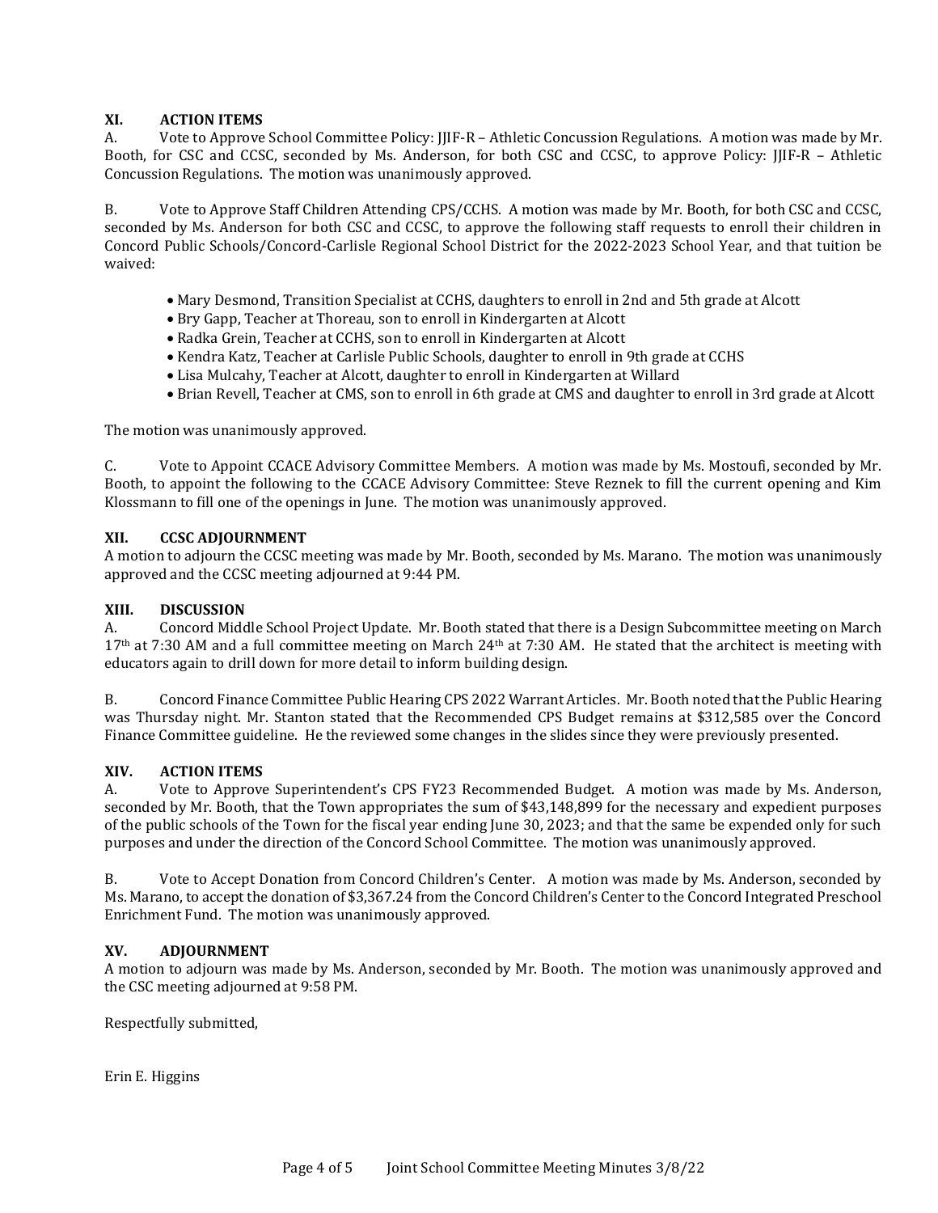## XI. ACTION ITEMS

A. Vote to Approve School Committee Policy: JJIF-R – Athletic Concussion Regulations. A motion was made by Mr. Booth, for CSC and CCSC, seconded by Ms. Anderson, for both CSC and CCSC, to approve Policy: JJIF-R – Athletic Concussion Regulations. The motion was unanimously approved.

B. Vote to Approve Staff Children Attending CPS/CCHS. A motion was made by Mr. Booth, for both CSC and CCSC, seconded by Ms. Anderson for both CSC and CCSC, to approve the following staff requests to enroll their children in Concord Public Schools/Concord-Carlisle Regional School District for the 2022-2023 School Year, and that tuition be waived:

- Mary Desmond, Transition Specialist at CCHS, daughters to enroll in 2nd and 5th grade at Alcott
- Bry Gapp, Teacher at Thoreau, son to enroll in Kindergarten at Alcott
- Radka Grein, Teacher at CCHS, son to enroll in Kindergarten at Alcott
- Kendra Katz, Teacher at Carlisle Public Schools, daughter to enroll in 9th grade at CCHS
- Lisa Mulcahy, Teacher at Alcott, daughter to enroll in Kindergarten at Willard
- Brian Revell, Teacher at CMS, son to enroll in 6th grade at CMS and daughter to enroll in 3rd grade at Alcott

The motion was unanimously approved.

C. Vote to Appoint CCACE Advisory Committee Members. A motion was made by Ms. Mostoufi, seconded by Mr. Booth, to appoint the following to the CCACE Advisory Committee: Steve Reznek to fill the current opening and Kim Klossmann to fill one of the openings in June. The motion was unanimously approved.

## XII. CCSC ADJOURNMENT

A motion to adjourn the CCSC meeting was made by Mr. Booth, seconded by Ms. Marano. The motion was unanimously approved and the CCSC meeting adjourned at 9:44 PM.

## XIII. DISCUSSION

A. Concord Middle School Project Update. Mr. Booth stated that there is a Design Subcommittee meeting on March 17th at 7:30 AM and a full committee meeting on March 24th at 7:30 AM. He stated that the architect is meeting with educators again to drill down for more detail to inform building design.

B. Concord Finance Committee Public Hearing CPS 2022 Warrant Articles. Mr. Booth noted that the Public Hearing was Thursday night. Mr. Stanton stated that the Recommended CPS Budget remains at $312,585 over the Concord Finance Committee guideline. He the reviewed some changes in the slides since they were previously presented.

## XIV. ACTION ITEMS

A. Vote to Approve Superintendent's CPS FY23 Recommended Budget. A motion was made by Ms. Anderson, seconded by Mr. Booth, that the Town appropriates the sum of $43,148,899 for the necessary and expedient purposes of the public schools of the Town for the fiscal year ending June 30, 2023; and that the same be expended only for such purposes and under the direction of the Concord School Committee. The motion was unanimously approved.

B. Vote to Accept Donation from Concord Children's Center. A motion was made by Ms. Anderson, seconded by Ms. Marano, to accept the donation of $3,367.24 from the Concord Children's Center to the Concord Integrated Preschool Enrichment Fund. The motion was unanimously approved.

## XV. ADJOURNMENT

A motion to adjourn was made by Ms. Anderson, seconded by Mr. Booth. The motion was unanimously approved and the CSC meeting adjourned at 9:58 PM.

Respectfully submitted,

Erin E. Higgins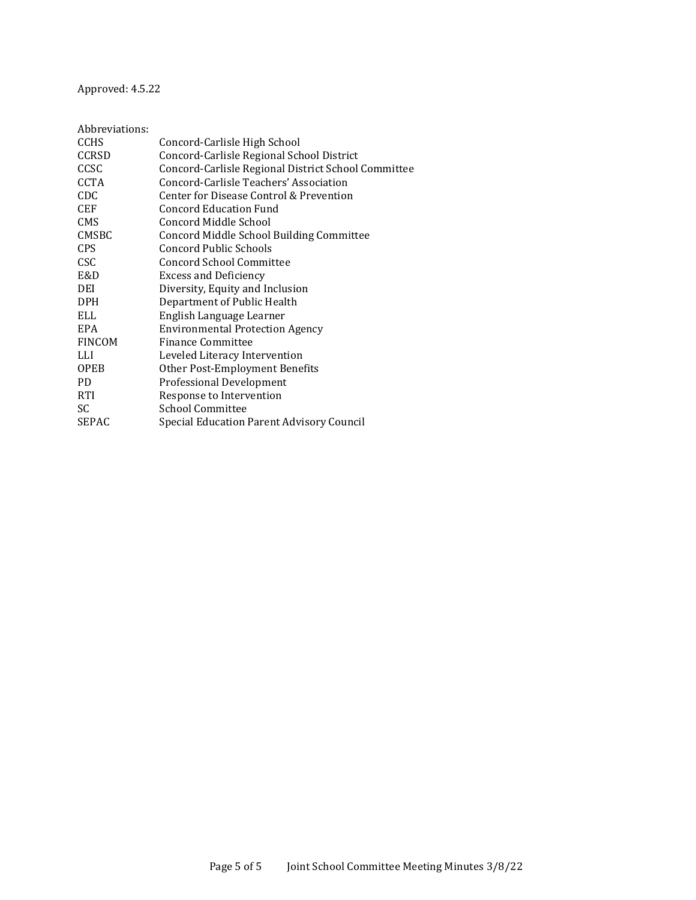Approved: 4.5.22

Abbreviations:

| | |
|---|---|
| CCHS | Concord-Carlisle High School |
| CCRSD | Concord-Carlisle Regional School District |
| CCSC | Concord-Carlisle Regional District School Committee |
| CCTA | Concord-Carlisle Teachers' Association |
| CDC | Center for Disease Control & Prevention |
| CEF | Concord Education Fund |
| CMS | Concord Middle School |
| CMSBC | Concord Middle School Building Committee |
| CPS | Concord Public Schools |
| CSC | Concord School Committee |
| E&D | Excess and Deficiency |
| DEI | Diversity, Equity and Inclusion |
| DPH | Department of Public Health |
| ELL | English Language Learner |
| EPA | Environmental Protection Agency |
| FINCOM | Finance Committee |
| LLI | Leveled Literacy Intervention |
| OPEB | Other Post-Employment Benefits |
| PD | Professional Development |
| RTI | Response to Intervention |
| SC | School Committee |
| SEPAC | Special Education Parent Advisory Council |